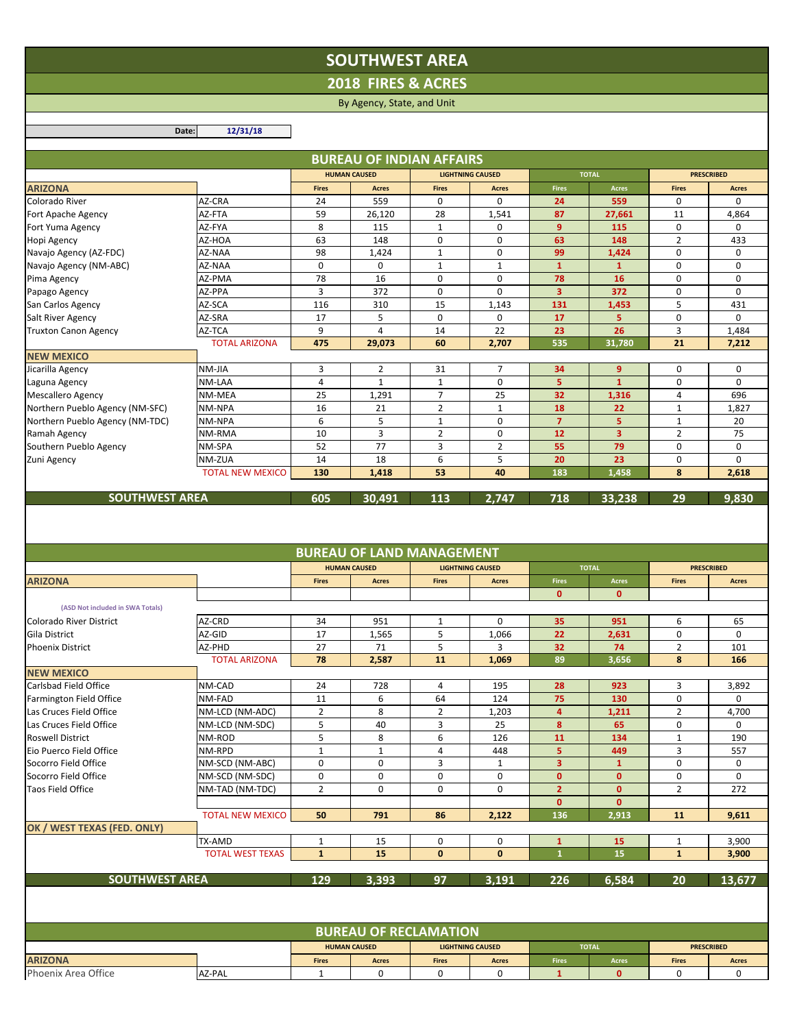# SOUTHWEST AREA

## 2018 FIRES & ACRES

By Agency, State, and Unit

**Date:** 12/31/18

## BUREAU OF INDIAN AFFAIRS

| | | HUMAN CAUSED | | LIGHTNING CAUSED | | TOTAL | | PRESCRIBED | |
|---|---|---|---|---|---|---|---|---|---|
| **ARIZONA** | | Fires | Acres | Fires | Acres | Fires | Acres | Fires | Acres |
| Colorado River | AZ-CRA | 24 | 559 | 0 | 0 | 24 | 559 | 0 | 0 |
| Fort Apache Agency | AZ-FTA | 59 | 26,120 | 28 | 1,541 | 87 | 27,661 | 11 | 4,864 |
| Fort Yuma Agency | AZ-FYA | 8 | 115 | 1 | 0 | 9 | 115 | 0 | 0 |
| Hopi Agency | AZ-HOA | 63 | 148 | 0 | 0 | 63 | 148 | 2 | 433 |
| Navajo Agency (AZ-FDC) | AZ-NAA | 98 | 1,424 | 1 | 0 | 99 | 1,424 | 0 | 0 |
| Navajo Agency (NM-ABC) | AZ-NAA | 0 | 0 | 1 | 1 | 1 | 1 | 0 | 0 |
| Pima Agency | AZ-PMA | 78 | 16 | 0 | 0 | 78 | 16 | 0 | 0 |
| Papago Agency | AZ-PPA | 3 | 372 | 0 | 0 | 3 | 372 | 0 | 0 |
| San Carlos Agency | AZ-SCA | 116 | 310 | 15 | 1,143 | 131 | 1,453 | 5 | 431 |
| Salt River Agency | AZ-SRA | 17 | 5 | 0 | 0 | 17 | 5 | 0 | 0 |
| Truxton Canon Agency | AZ-TCA | 9 | 4 | 14 | 22 | 23 | 26 | 3 | 1,484 |
| | TOTAL ARIZONA | **475** | **29,073** | **60** | **2,707** | **535** | **31,780** | **21** | **7,212** |
| **NEW MEXICO** | | | | | | | | | |
| Jicarilla Agency | NM-JIA | 3 | 2 | 31 | 7 | 34 | 9 | 0 | 0 |
| Laguna Agency | NM-LAA | 4 | 1 | 1 | 0 | 5 | 1 | 0 | 0 |
| Mescallero Agency | NM-MEA | 25 | 1,291 | 7 | 25 | 32 | 1,316 | 4 | 696 |
| Northern Pueblo Agency (NM-SFC) | NM-NPA | 16 | 21 | 2 | 1 | 18 | 22 | 1 | 1,827 |
| Northern Pueblo Agency (NM-TDC) | NM-NPA | 6 | 5 | 1 | 0 | 7 | 5 | 1 | 20 |
| Ramah Agency | NM-RMA | 10 | 3 | 2 | 0 | 12 | 3 | 2 | 75 |
| Southern Pueblo Agency | NM-SPA | 52 | 77 | 3 | 2 | 55 | 79 | 0 | 0 |
| Zuni Agency | NM-ZUA | 14 | 18 | 6 | 5 | 20 | 23 | 0 | 0 |
| | TOTAL NEW MEXICO | **130** | **1,418** | **53** | **40** | **183** | **1,458** | **8** | **2,618** |
| **SOUTHWEST AREA** | | **605** | **30,491** | **113** | **2,747** | **718** | **33,238** | **29** | **9,830** |

## BUREAU OF LAND MANAGEMENT

| | | HUMAN CAUSED | | LIGHTNING CAUSED | | TOTAL | | PRESCRIBED | |
|---|---|---|---|---|---|---|---|---|---|
| **ARIZONA** | | Fires | Acres | Fires | Acres | Fires | Acres | Fires | Acres |
| | | | | | | 0 | 0 | | |
| (ASD Not included in SWA Totals) | | | | | | | | | |
| Colorado River District | AZ-CRD | 34 | 951 | 1 | 0 | 35 | 951 | 6 | 65 |
| Gila District | AZ-GID | 17 | 1,565 | 5 | 1,066 | 22 | 2,631 | 0 | 0 |
| Phoenix District | AZ-PHD | 27 | 71 | 5 | 3 | 32 | 74 | 2 | 101 |
| | TOTAL ARIZONA | **78** | **2,587** | **11** | **1,069** | **89** | **3,656** | **8** | **166** |
| **NEW MEXICO** | | | | | | | | | |
| Carlsbad Field Office | NM-CAD | 24 | 728 | 4 | 195 | 28 | 923 | 3 | 3,892 |
| Farmington Field Office | NM-FAD | 11 | 6 | 64 | 124 | 75 | 130 | 0 | 0 |
| Las Cruces Field Office | NM-LCD (NM-ADC) | 2 | 8 | 2 | 1,203 | 4 | 1,211 | 2 | 4,700 |
| Las Cruces Field Office | NM-LCD (NM-SDC) | 5 | 40 | 3 | 25 | 8 | 65 | 0 | 0 |
| Roswell District | NM-ROD | 5 | 8 | 6 | 126 | 11 | 134 | 1 | 190 |
| Eio Puerco Field Office | NM-RPD | 1 | 1 | 4 | 448 | 5 | 449 | 3 | 557 |
| Socorro Field Office | NM-SCD (NM-ABC) | 0 | 0 | 3 | 1 | 3 | 1 | 0 | 0 |
| Socorro Field Office | NM-SCD (NM-SDC) | 0 | 0 | 0 | 0 | 0 | 0 | 0 | 0 |
| Taos Field Office | NM-TAD (NM-TDC) | 2 | 0 | 0 | 0 | 2 | 0 | 2 | 272 |
| | | | | | | 0 | 0 | | |
| | TOTAL NEW MEXICO | **50** | **791** | **86** | **2,122** | **136** | **2,913** | **11** | **9,611** |
| **OK / WEST TEXAS (FED. ONLY)** | | | | | | | | | |
| | TX-AMD | 1 | 15 | 0 | 0 | 1 | 15 | 1 | 3,900 |
| | TOTAL WEST TEXAS | **1** | **15** | **0** | **0** | **1** | **15** | **1** | **3,900** |
| **SOUTHWEST AREA** | | **129** | **3,393** | **97** | **3,191** | **226** | **6,584** | **20** | **13,677** |

## BUREAU OF RECLAMATION

| | | HUMAN CAUSED | | LIGHTNING CAUSED | | TOTAL | | PRESCRIBED | |
|---|---|---|---|---|---|---|---|---|---|
| **ARIZONA** | | Fires | Acres | Fires | Acres | Fires | Acres | Fires | Acres |
| Phoenix Area Office | AZ-PAL | 1 | 0 | 0 | 0 | 1 | 0 | 0 | 0 |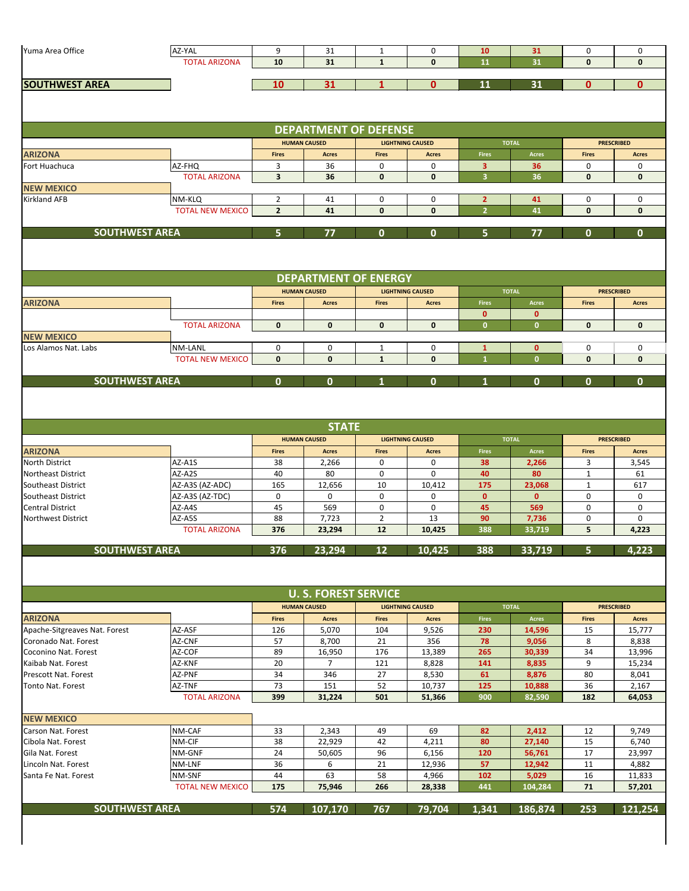| | | | | | | | | | |
|---|---|---|---|---|---|---|---|---|---|
| Yuma Area Office | AZ-YAL | 9 | 31 | 1 | 0 | 10 | 31 | 0 | 0 |
| | TOTAL ARIZONA | 10 | 31 | 1 | 0 | 11 | 31 | 0 | 0 |
| **SOUTHWEST AREA** | | 10 | 31 | 1 | 0 | 11 | 31 | 0 | 0 |

## DEPARTMENT OF DEFENSE

| | | HUMAN CAUSED | | LIGHTNING CAUSED | | TOTAL | | PRESCRIBED | |
|---|---|---|---|---|---|---|---|---|---|
| **ARIZONA** | | Fires | Acres | Fires | Acres | Fires | Acres | Fires | Acres |
| Fort Huachuca | AZ-FHQ | 3 | 36 | 0 | 0 | 3 | 36 | 0 | 0 |
| | TOTAL ARIZONA | 3 | 36 | 0 | 0 | 3 | 36 | 0 | 0 |
| **NEW MEXICO** | | | | | | | | | |
| Kirkland AFB | NM-KLQ | 2 | 41 | 0 | 0 | 2 | 41 | 0 | 0 |
| | TOTAL NEW MEXICO | 2 | 41 | 0 | 0 | 2 | 41 | 0 | 0 |
| **SOUTHWEST AREA** | | 5 | 77 | 0 | 0 | 5 | 77 | 0 | 0 |

## DEPARTMENT OF ENERGY

| | | HUMAN CAUSED | | LIGHTNING CAUSED | | TOTAL | | PRESCRIBED | |
|---|---|---|---|---|---|---|---|---|---|
| **ARIZONA** | | Fires | Acres | Fires | Acres | Fires | Acres | Fires | Acres |
| | | | | | | 0 | 0 | | |
| | TOTAL ARIZONA | 0 | 0 | 0 | 0 | 0 | 0 | 0 | 0 |
| **NEW MEXICO** | | | | | | | | | |
| Los Alamos Nat. Labs | NM-LANL | 0 | 0 | 1 | 0 | 1 | 0 | 0 | 0 |
| | TOTAL NEW MEXICO | 0 | 0 | 1 | 0 | 1 | 0 | 0 | 0 |
| **SOUTHWEST AREA** | | 0 | 0 | 1 | 0 | 1 | 0 | 0 | 0 |

## STATE

| | | HUMAN CAUSED | | LIGHTNING CAUSED | | TOTAL | | PRESCRIBED | |
|---|---|---|---|---|---|---|---|---|---|
| **ARIZONA** | | Fires | Acres | Fires | Acres | Fires | Acres | Fires | Acres |
| North District | AZ-A1S | 38 | 2,266 | 0 | 0 | 38 | 2,266 | 3 | 3,545 |
| Northeast District | AZ-A2S | 40 | 80 | 0 | 0 | 40 | 80 | 1 | 61 |
| Southeast District | AZ-A3S (AZ-ADC) | 165 | 12,656 | 10 | 10,412 | 175 | 23,068 | 1 | 617 |
| Southeast District | AZ-A3S (AZ-TDC) | 0 | 0 | 0 | 0 | 0 | 0 | 0 | 0 |
| Central District | AZ-A4S | 45 | 569 | 0 | 0 | 45 | 569 | 0 | 0 |
| Northwest District | AZ-A5S | 88 | 7,723 | 2 | 13 | 90 | 7,736 | 0 | 0 |
| | TOTAL ARIZONA | 376 | 23,294 | 12 | 10,425 | 388 | 33,719 | 5 | 4,223 |
| **SOUTHWEST AREA** | | 376 | 23,294 | 12 | 10,425 | 388 | 33,719 | 5 | 4,223 |

## U. S. FOREST SERVICE

| | | HUMAN CAUSED | | LIGHTNING CAUSED | | TOTAL | | PRESCRIBED | |
|---|---|---|---|---|---|---|---|---|---|
| **ARIZONA** | | Fires | Acres | Fires | Acres | Fires | Acres | Fires | Acres |
| Apache-Sitgreaves Nat. Forest | AZ-ASF | 126 | 5,070 | 104 | 9,526 | 230 | 14,596 | 15 | 15,777 |
| Coronado Nat. Forest | AZ-CNF | 57 | 8,700 | 21 | 356 | 78 | 9,056 | 8 | 8,838 |
| Coconino Nat. Forest | AZ-COF | 89 | 16,950 | 176 | 13,389 | 265 | 30,339 | 34 | 13,996 |
| Kaibab Nat. Forest | AZ-KNF | 20 | 7 | 121 | 8,828 | 141 | 8,835 | 9 | 15,234 |
| Prescott Nat. Forest | AZ-PNF | 34 | 346 | 27 | 8,530 | 61 | 8,876 | 80 | 8,041 |
| Tonto Nat. Forest | AZ-TNF | 73 | 151 | 52 | 10,737 | 125 | 10,888 | 36 | 2,167 |
| | TOTAL ARIZONA | 399 | 31,224 | 501 | 51,366 | 900 | 82,590 | 182 | 64,053 |
| **NEW MEXICO** | | | | | | | | | |
| Carson Nat. Forest | NM-CAF | 33 | 2,343 | 49 | 69 | 82 | 2,412 | 12 | 9,749 |
| Cibola Nat. Forest | NM-CIF | 38 | 22,929 | 42 | 4,211 | 80 | 27,140 | 15 | 6,740 |
| Gila Nat. Forest | NM-GNF | 24 | 50,605 | 96 | 6,156 | 120 | 56,761 | 17 | 23,997 |
| Lincoln Nat. Forest | NM-LNF | 36 | 6 | 21 | 12,936 | 57 | 12,942 | 11 | 4,882 |
| Santa Fe Nat. Forest | NM-SNF | 44 | 63 | 58 | 4,966 | 102 | 5,029 | 16 | 11,833 |
| | TOTAL NEW MEXICO | 175 | 75,946 | 266 | 28,338 | 441 | 104,284 | 71 | 57,201 |
| **SOUTHWEST AREA** | | 574 | 107,170 | 767 | 79,704 | 1,341 | 186,874 | 253 | 121,254 |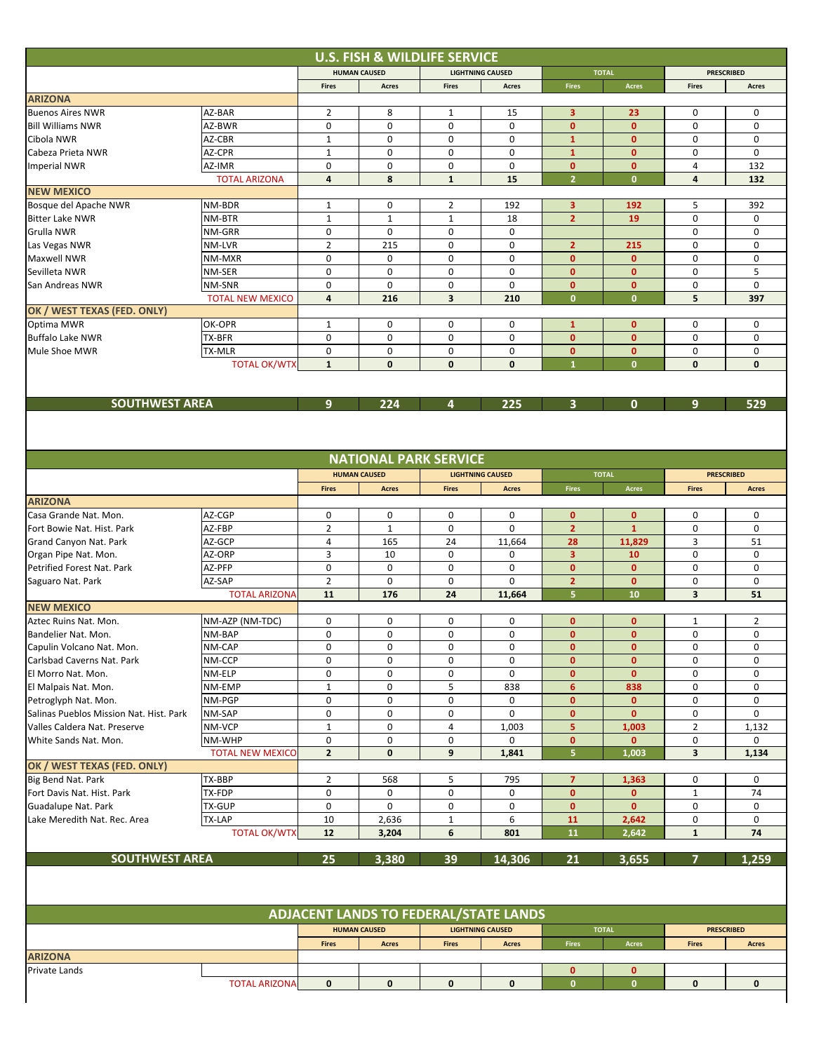## U.S. FISH & WILDLIFE SERVICE

| | | HUMAN CAUSED | | LIGHTNING CAUSED | | TOTAL | | PRESCRIBED | |
|---|---|---|---|---|---|---|---|---|---|
| | | Fires | Acres | Fires | Acres | Fires | Acres | Fires | Acres |
| **ARIZONA** | | | | | | | | | |
| Buenos Aires NWR | AZ-BAR | 2 | 8 | 1 | 15 | 3 | 23 | 0 | 0 |
| Bill Williams NWR | AZ-BWR | 0 | 0 | 0 | 0 | 0 | 0 | 0 | 0 |
| Cibola NWR | AZ-CBR | 1 | 0 | 0 | 0 | 1 | 0 | 0 | 0 |
| Cabeza Prieta NWR | AZ-CPR | 1 | 0 | 0 | 0 | 1 | 0 | 0 | 0 |
| Imperial NWR | AZ-IMR | 0 | 0 | 0 | 0 | 0 | 0 | 4 | 132 |
| | TOTAL ARIZONA | **4** | **8** | **1** | **15** | **2** | **0** | **4** | **132** |
| **NEW MEXICO** | | | | | | | | | |
| Bosque del Apache NWR | NM-BDR | 1 | 0 | 2 | 192 | 3 | 192 | 5 | 392 |
| Bitter Lake NWR | NM-BTR | 1 | 1 | 1 | 18 | 2 | 19 | 0 | 0 |
| Grulla NWR | NM-GRR | 0 | 0 | 0 | 0 | | | 0 | 0 |
| Las Vegas NWR | NM-LVR | 2 | 215 | 0 | 0 | 2 | 215 | 0 | 0 |
| Maxwell NWR | NM-MXR | 0 | 0 | 0 | 0 | 0 | 0 | 0 | 0 |
| Sevilleta NWR | NM-SER | 0 | 0 | 0 | 0 | 0 | 0 | 0 | 5 |
| San Andreas NWR | NM-SNR | 0 | 0 | 0 | 0 | 0 | 0 | 0 | 0 |
| | TOTAL NEW MEXICO | **4** | **216** | **3** | **210** | **0** | **0** | **5** | **397** |
| **OK / WEST TEXAS (FED. ONLY)** | | | | | | | | | |
| Optima MWR | OK-OPR | 1 | 0 | 0 | 0 | 1 | 0 | 0 | 0 |
| Buffalo Lake NWR | TX-BFR | 0 | 0 | 0 | 0 | 0 | 0 | 0 | 0 |
| Mule Shoe MWR | TX-MLR | 0 | 0 | 0 | 0 | 0 | 0 | 0 | 0 |
| | TOTAL OK/WTX | **1** | **0** | **0** | **0** | **1** | **0** | **0** | **0** |
| **SOUTHWEST AREA** | | **9** | **224** | **4** | **225** | **3** | **0** | **9** | **529** |

## NATIONAL PARK SERVICE

| | | HUMAN CAUSED | | LIGHTNING CAUSED | | TOTAL | | PRESCRIBED | |
|---|---|---|---|---|---|---|---|---|---|
| | | Fires | Acres | Fires | Acres | Fires | Acres | Fires | Acres |
| **ARIZONA** | | | | | | | | | |
| Casa Grande Nat. Mon. | AZ-CGP | 0 | 0 | 0 | 0 | 0 | 0 | 0 | 0 |
| Fort Bowie Nat. Hist. Park | AZ-FBP | 2 | 1 | 0 | 0 | 2 | 1 | 0 | 0 |
| Grand Canyon Nat. Park | AZ-GCP | 4 | 165 | 24 | 11,664 | 28 | 11,829 | 3 | 51 |
| Organ Pipe Nat. Mon. | AZ-ORP | 3 | 10 | 0 | 0 | 3 | 10 | 0 | 0 |
| Petrified Forest Nat. Park | AZ-PFP | 0 | 0 | 0 | 0 | 0 | 0 | 0 | 0 |
| Saguaro Nat. Park | AZ-SAP | 2 | 0 | 0 | 0 | 2 | 0 | 0 | 0 |
| | TOTAL ARIZONA | **11** | **176** | **24** | **11,664** | **5** | **10** | **3** | **51** |
| **NEW MEXICO** | | | | | | | | | |
| Aztec Ruins Nat. Mon. | NM-AZP (NM-TDC) | 0 | 0 | 0 | 0 | 0 | 0 | 1 | 2 |
| Bandelier Nat. Mon. | NM-BAP | 0 | 0 | 0 | 0 | 0 | 0 | 0 | 0 |
| Capulin Volcano Nat. Mon. | NM-CAP | 0 | 0 | 0 | 0 | 0 | 0 | 0 | 0 |
| Carlsbad Caverns Nat. Park | NM-CCP | 0 | 0 | 0 | 0 | 0 | 0 | 0 | 0 |
| El Morro Nat. Mon. | NM-ELP | 0 | 0 | 0 | 0 | 0 | 0 | 0 | 0 |
| El Malpais Nat. Mon. | NM-EMP | 1 | 0 | 5 | 838 | 6 | 838 | 0 | 0 |
| Petroglyph Nat. Mon. | NM-PGP | 0 | 0 | 0 | 0 | 0 | 0 | 0 | 0 |
| Salinas Pueblos Mission Nat. Hist. Park | NM-SAP | 0 | 0 | 0 | 0 | 0 | 0 | 0 | 0 |
| Valles Caldera Nat. Preserve | NM-VCP | 1 | 0 | 4 | 1,003 | 5 | 1,003 | 2 | 1,132 |
| White Sands Nat. Mon. | NM-WHP | 0 | 0 | 0 | 0 | 0 | 0 | 0 | 0 |
| | TOTAL NEW MEXICO | **2** | **0** | **9** | **1,841** | **5** | **1,003** | **3** | **1,134** |
| **OK / WEST TEXAS (FED. ONLY)** | | | | | | | | | |
| Big Bend Nat. Park | TX-BBP | 2 | 568 | 5 | 795 | 7 | 1,363 | 0 | 0 |
| Fort Davis Nat. Hist. Park | TX-FDP | 0 | 0 | 0 | 0 | 0 | 0 | 1 | 74 |
| Guadalupe Nat. Park | TX-GUP | 0 | 0 | 0 | 0 | 0 | 0 | 0 | 0 |
| Lake Meredith Nat. Rec. Area | TX-LAP | 10 | 2,636 | 1 | 6 | 11 | 2,642 | 0 | 0 |
| | TOTAL OK/WTX | **12** | **3,204** | **6** | **801** | **11** | **2,642** | **1** | **74** |
| **SOUTHWEST AREA** | | **25** | **3,380** | **39** | **14,306** | **21** | **3,655** | **7** | **1,259** |

## ADJACENT LANDS TO FEDERAL/STATE LANDS

| | | HUMAN CAUSED | | LIGHTNING CAUSED | | TOTAL | | PRESCRIBED | |
|---|---|---|---|---|---|---|---|---|---|
| | | Fires | Acres | Fires | Acres | Fires | Acres | Fires | Acres |
| **ARIZONA** | | | | | | | | | |
| Private Lands | | | | | | 0 | 0 | | |
| | TOTAL ARIZONA | **0** | **0** | **0** | **0** | **0** | **0** | **0** | **0** |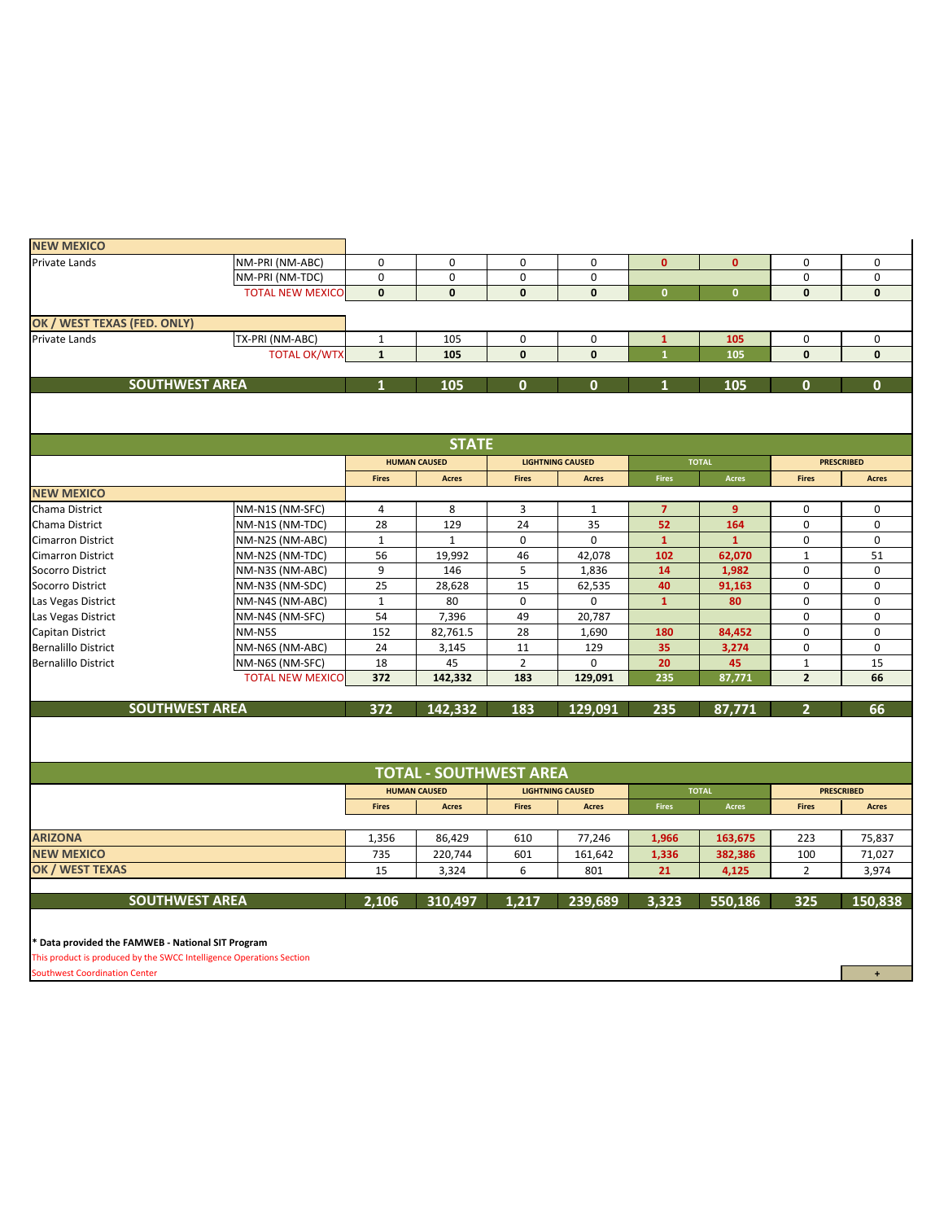| | | | | | | | | | |
|---|---|---|---|---|---|---|---|---|---|
| **NEW MEXICO** | | | | | | | | | |
| Private Lands | NM-PRI (NM-ABC) | 0 | 0 | 0 | 0 | 0 | 0 | 0 | 0 |
| | NM-PRI (NM-TDC) | 0 | 0 | 0 | 0 | | | 0 | 0 |
| | TOTAL NEW MEXICO | **0** | **0** | **0** | **0** | 0 | 0 | **0** | **0** |
| **OK / WEST TEXAS (FED. ONLY)** | | | | | | | | | |
| Private Lands | TX-PRI (NM-ABC) | 1 | 105 | 0 | 0 | 1 | 105 | 0 | 0 |
| | TOTAL OK/WTX | **1** | **105** | **0** | **0** | 1 | 105 | **0** | **0** |
| **SOUTHWEST AREA** | | **1** | **105** | **0** | **0** | **1** | **105** | **0** | **0** |

## STATE

| | | HUMAN CAUSED | | LIGHTNING CAUSED | | TOTAL | | PRESCRIBED | |
|---|---|---|---|---|---|---|---|---|---|
| | | Fires | Acres | Fires | Acres | Fires | Acres | Fires | Acres |
| **NEW MEXICO** | | | | | | | | | |
| Chama District | NM-N1S (NM-SFC) | 4 | 8 | 3 | 1 | 7 | 9 | 0 | 0 |
| Chama District | NM-N1S (NM-TDC) | 28 | 129 | 24 | 35 | 52 | 164 | 0 | 0 |
| Cimarron District | NM-N2S (NM-ABC) | 1 | 1 | 0 | 0 | 1 | 1 | 0 | 0 |
| Cimarron District | NM-N2S (NM-TDC) | 56 | 19,992 | 46 | 42,078 | 102 | 62,070 | 1 | 51 |
| Socorro District | NM-N3S (NM-ABC) | 9 | 146 | 5 | 1,836 | 14 | 1,982 | 0 | 0 |
| Socorro District | NM-N3S (NM-SDC) | 25 | 28,628 | 15 | 62,535 | 40 | 91,163 | 0 | 0 |
| Las Vegas District | NM-N4S (NM-ABC) | 1 | 80 | 0 | 0 | 1 | 80 | 0 | 0 |
| Las Vegas District | NM-N4S (NM-SFC) | 54 | 7,396 | 49 | 20,787 | | | 0 | 0 |
| Capitan District | NM-N5S | 152 | 82,761.5 | 28 | 1,690 | 180 | 84,452 | 0 | 0 |
| Bernalillo District | NM-N6S (NM-ABC) | 24 | 3,145 | 11 | 129 | 35 | 3,274 | 0 | 0 |
| Bernalillo District | NM-N6S (NM-SFC) | 18 | 45 | 2 | 0 | 20 | 45 | 1 | 15 |
| | TOTAL NEW MEXICO | **372** | **142,332** | **183** | **129,091** | 235 | 87,771 | **2** | **66** |
| **SOUTHWEST AREA** | | **372** | **142,332** | **183** | **129,091** | **235** | **87,771** | **2** | **66** |

## TOTAL - SOUTHWEST AREA

| | HUMAN CAUSED | | LIGHTNING CAUSED | | TOTAL | | PRESCRIBED | |
|---|---|---|---|---|---|---|---|---|
| | Fires | Acres | Fires | Acres | Fires | Acres | Fires | Acres |
| **ARIZONA** | 1,356 | 86,429 | 610 | 77,246 | 1,966 | 163,675 | 223 | 75,837 |
| **NEW MEXICO** | 735 | 220,744 | 601 | 161,642 | 1,336 | 382,386 | 100 | 71,027 |
| **OK / WEST TEXAS** | 15 | 3,324 | 6 | 801 | 21 | 4,125 | 2 | 3,974 |
| **SOUTHWEST AREA** | **2,106** | **310,497** | **1,217** | **239,689** | **3,323** | **550,186** | **325** | **150,838** |

**\* Data provided the FAMWEB - National SIT Program**

This product is produced by the SWCC Intelligence Operations Section

Southwest Coordination Center